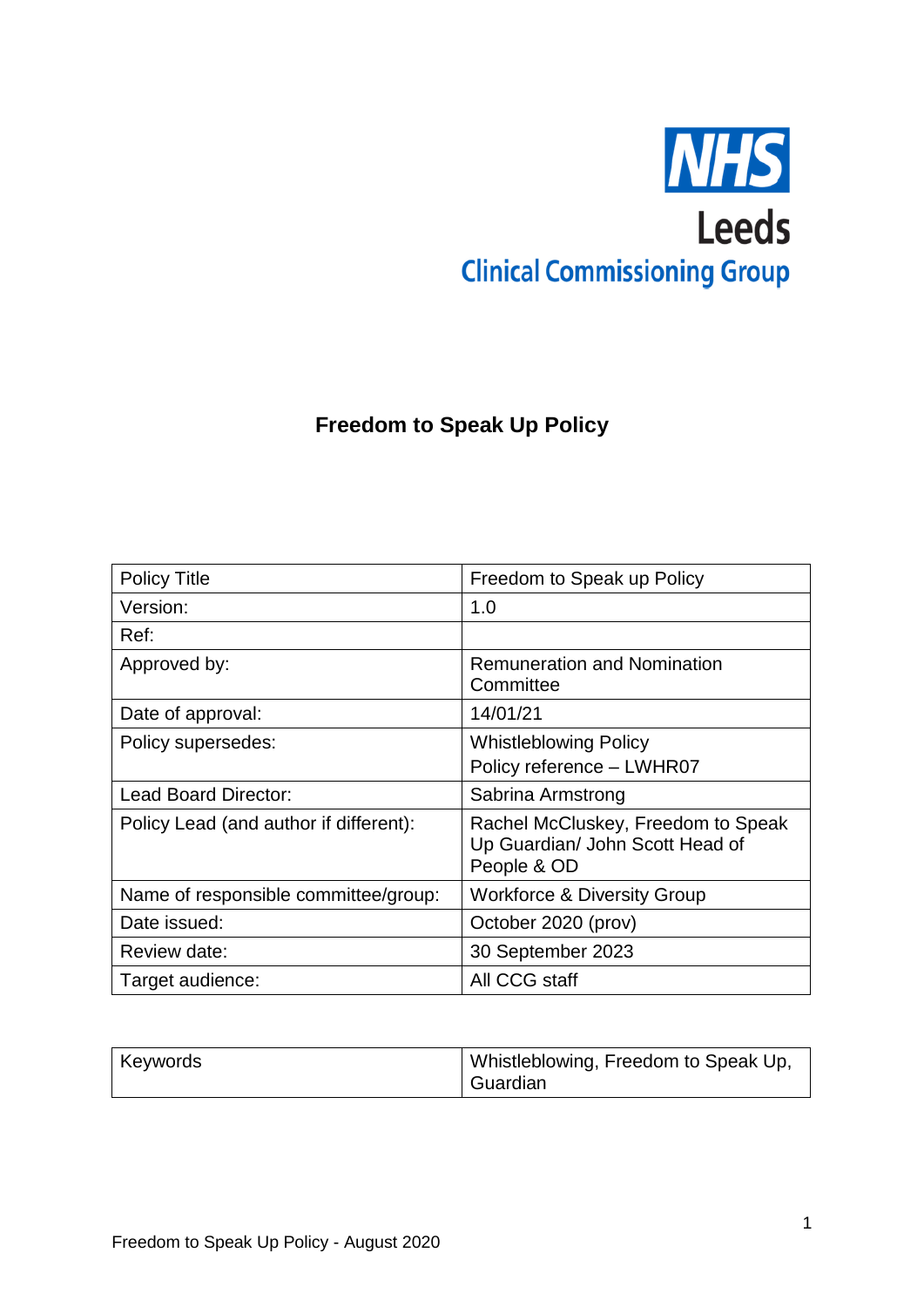NHS
Leeds
Clinical Commissioning Group

# Freedom to Speak Up Policy

| Policy Title | Freedom to Speak up Policy |
| --- | --- |
| Version: | 1.0 |
| Ref: | |
| Approved by: | Remuneration and Nomination Committee |
| Date of approval: | 14/01/21 |
| Policy supersedes: | Whistleblowing Policy<br>Policy reference – LWHR07 |
| Lead Board Director: | Sabrina Armstrong |
| Policy Lead (and author if different): | Rachel McCluskey, Freedom to Speak Up Guardian/ John Scott Head of People & OD |
| Name of responsible committee/group: | Workforce & Diversity Group |
| Date issued: | October 2020 (prov) |
| Review date: | 30 September 2023 |
| Target audience: | All CCG staff |

| Keywords | Whistleblowing, Freedom to Speak Up, Guardian |
| --- | --- |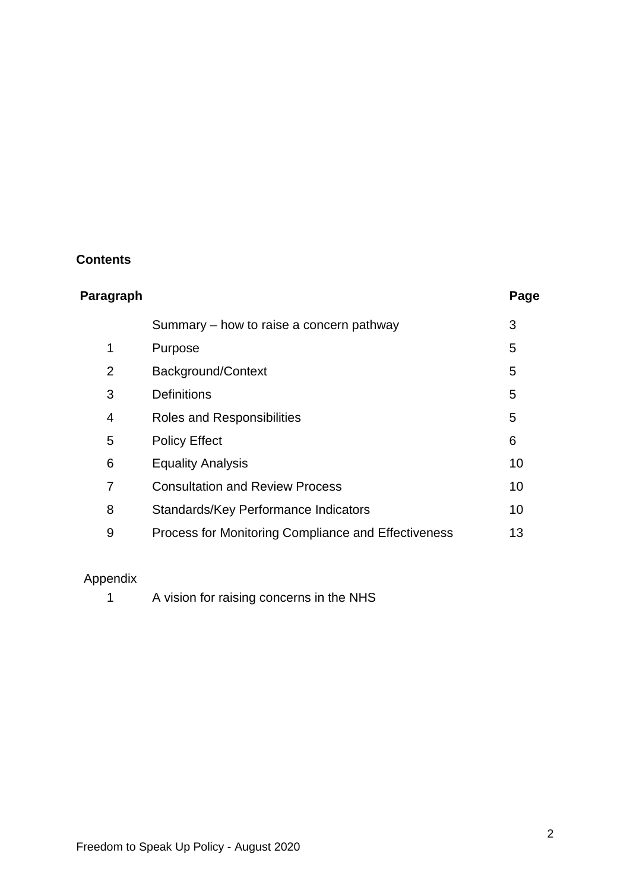**Contents**

| Paragraph | | Page |
|---|---|---|
| | Summary – how to raise a concern pathway | 3 |
| 1 | Purpose | 5 |
| 2 | Background/Context | 5 |
| 3 | Definitions | 5 |
| 4 | Roles and Responsibilities | 5 |
| 5 | Policy Effect | 6 |
| 6 | Equality Analysis | 10 |
| 7 | Consultation and Review Process | 10 |
| 8 | Standards/Key Performance Indicators | 10 |
| 9 | Process for Monitoring Compliance and Effectiveness | 13 |

| Appendix | |
|---|---|
| 1 | A vision for raising concerns in the NHS |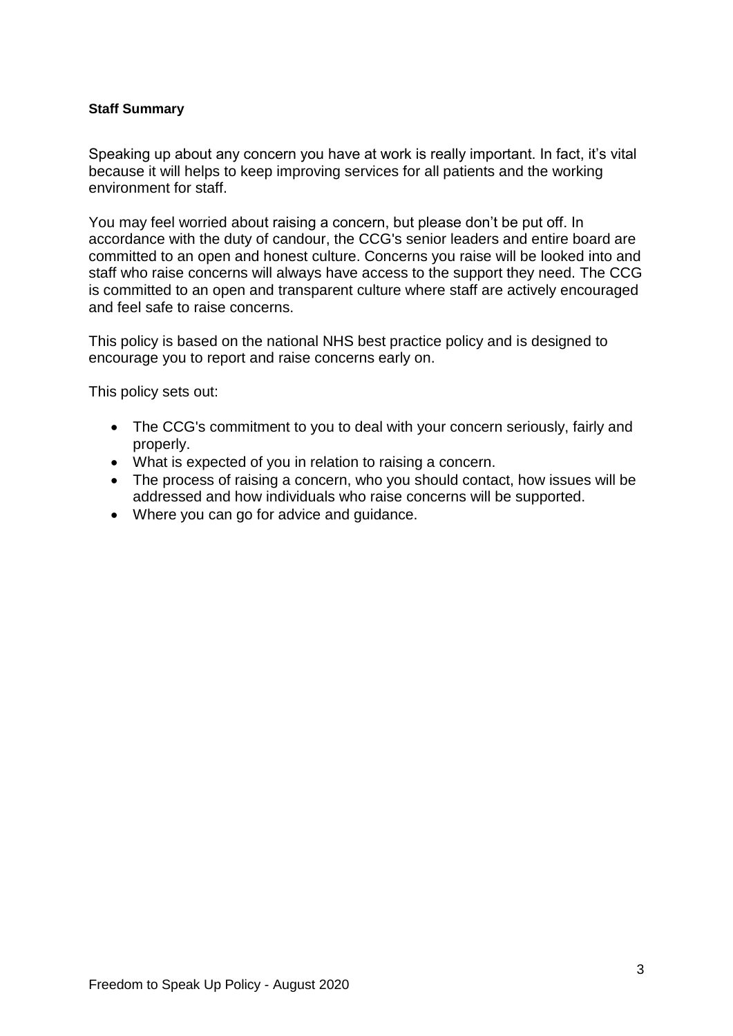**Staff Summary**

Speaking up about any concern you have at work is really important. In fact, it's vital because it will helps to keep improving services for all patients and the working environment for staff.

You may feel worried about raising a concern, but please don't be put off. In accordance with the duty of candour, the CCG's senior leaders and entire board are committed to an open and honest culture. Concerns you raise will be looked into and staff who raise concerns will always have access to the support they need. The CCG is committed to an open and transparent culture where staff are actively encouraged and feel safe to raise concerns.

This policy is based on the national NHS best practice policy and is designed to encourage you to report and raise concerns early on.

This policy sets out:

- The CCG's commitment to you to deal with your concern seriously, fairly and properly.
- What is expected of you in relation to raising a concern.
- The process of raising a concern, who you should contact, how issues will be addressed and how individuals who raise concerns will be supported.
- Where you can go for advice and guidance.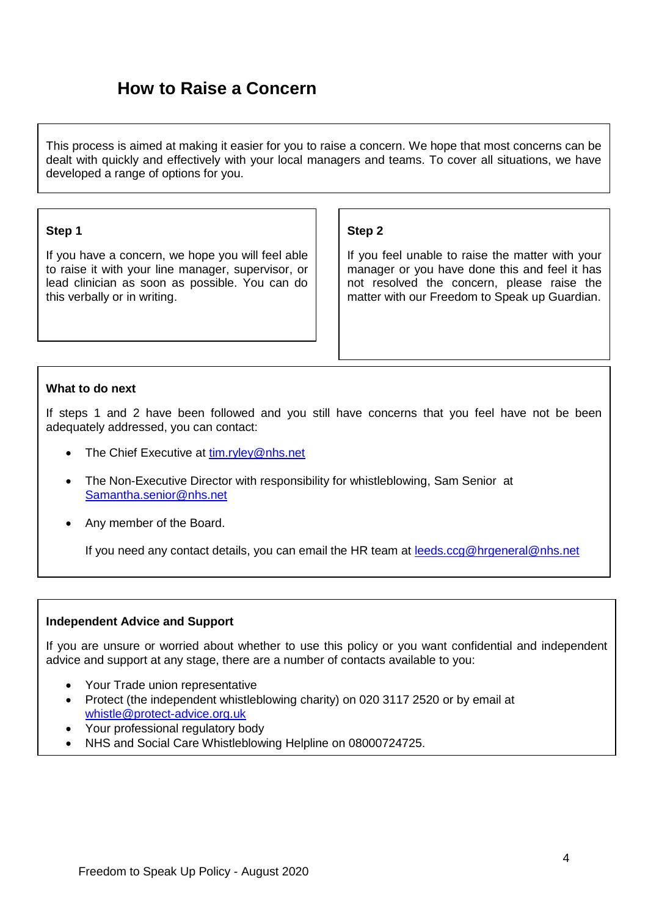# How to Raise a Concern

This process is aimed at making it easier for you to raise a concern. We hope that most concerns can be dealt with quickly and effectively with your local managers and teams. To cover all situations, we have developed a range of options for you.

**Step 1**

If you have a concern, we hope you will feel able to raise it with your line manager, supervisor, or lead clinician as soon as possible. You can do this verbally or in writing.

**Step 2**

If you feel unable to raise the matter with your manager or you have done this and feel it has not resolved the concern, please raise the matter with our Freedom to Speak up Guardian.

**What to do next**

If steps 1 and 2 have been followed and you still have concerns that you feel have not be been adequately addressed, you can contact:

- The Chief Executive at tim.ryley@nhs.net
- The Non-Executive Director with responsibility for whistleblowing, Sam Senior at Samantha.senior@nhs.net
- Any member of the Board.

If you need any contact details, you can email the HR team at leeds.ccg@hrgeneral@nhs.net

**Independent Advice and Support**

If you are unsure or worried about whether to use this policy or you want confidential and independent advice and support at any stage, there are a number of contacts available to you:

- Your Trade union representative
- Protect (the independent whistleblowing charity) on 020 3117 2520 or by email at whistle@protect-advice.org.uk
- Your professional regulatory body
- NHS and Social Care Whistleblowing Helpline on 08000724725.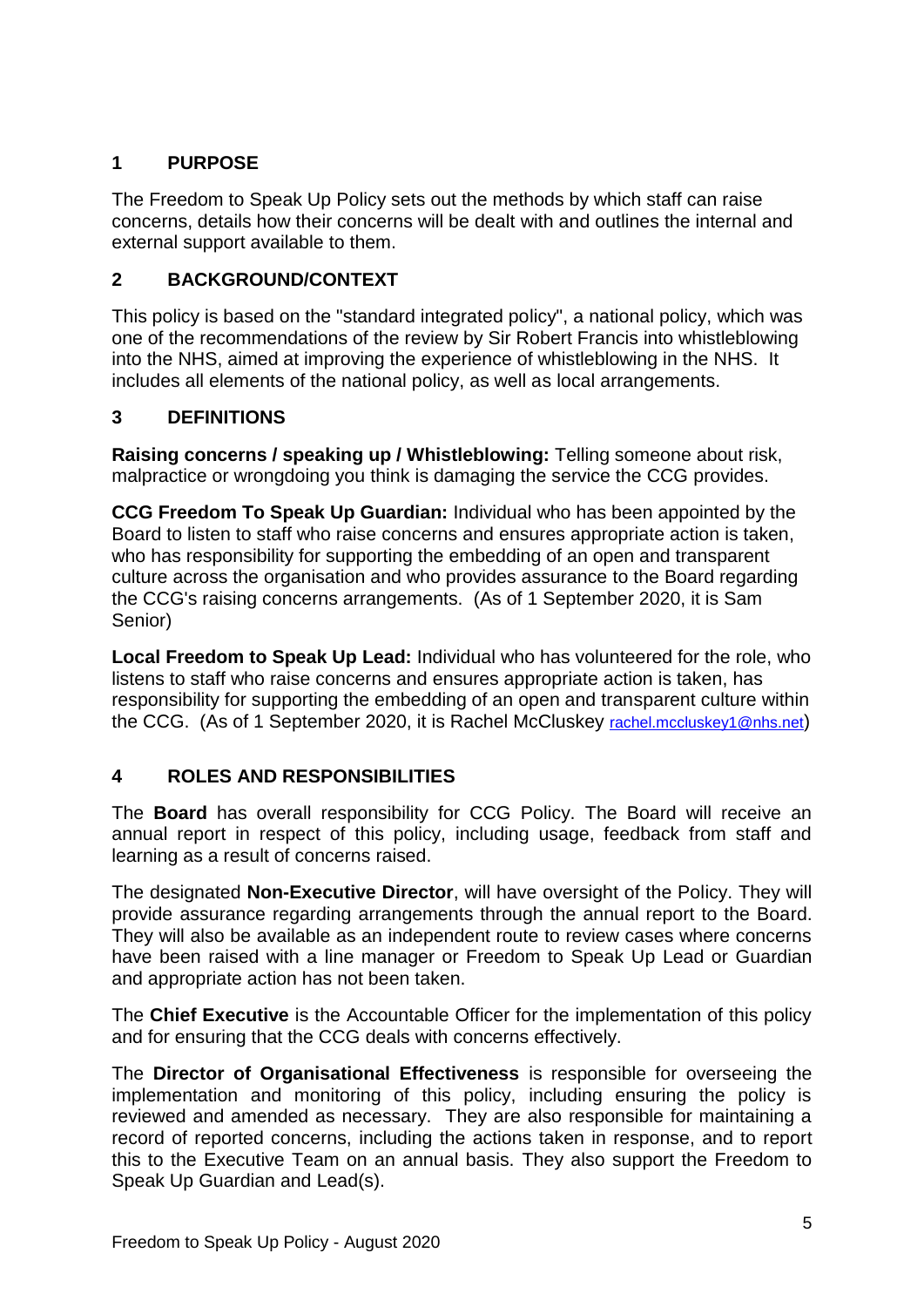## 1 PURPOSE

The Freedom to Speak Up Policy sets out the methods by which staff can raise concerns, details how their concerns will be dealt with and outlines the internal and external support available to them.

## 2 BACKGROUND/CONTEXT

This policy is based on the "standard integrated policy", a national policy, which was one of the recommendations of the review by Sir Robert Francis into whistleblowing into the NHS, aimed at improving the experience of whistleblowing in the NHS. It includes all elements of the national policy, as well as local arrangements.

## 3 DEFINITIONS

**Raising concerns / speaking up / Whistleblowing:** Telling someone about risk, malpractice or wrongdoing you think is damaging the service the CCG provides.

**CCG Freedom To Speak Up Guardian:** Individual who has been appointed by the Board to listen to staff who raise concerns and ensures appropriate action is taken, who has responsibility for supporting the embedding of an open and transparent culture across the organisation and who provides assurance to the Board regarding the CCG's raising concerns arrangements. (As of 1 September 2020, it is Sam Senior)

**Local Freedom to Speak Up Lead:** Individual who has volunteered for the role, who listens to staff who raise concerns and ensures appropriate action is taken, has responsibility for supporting the embedding of an open and transparent culture within the CCG. (As of 1 September 2020, it is Rachel McCluskey rachel.mccluskey1@nhs.net)

## 4 ROLES AND RESPONSIBILITIES

The **Board** has overall responsibility for CCG Policy. The Board will receive an annual report in respect of this policy, including usage, feedback from staff and learning as a result of concerns raised.

The designated **Non-Executive Director**, will have oversight of the Policy. They will provide assurance regarding arrangements through the annual report to the Board. They will also be available as an independent route to review cases where concerns have been raised with a line manager or Freedom to Speak Up Lead or Guardian and appropriate action has not been taken.

The **Chief Executive** is the Accountable Officer for the implementation of this policy and for ensuring that the CCG deals with concerns effectively.

The **Director of Organisational Effectiveness** is responsible for overseeing the implementation and monitoring of this policy, including ensuring the policy is reviewed and amended as necessary. They are also responsible for maintaining a record of reported concerns, including the actions taken in response, and to report this to the Executive Team on an annual basis. They also support the Freedom to Speak Up Guardian and Lead(s).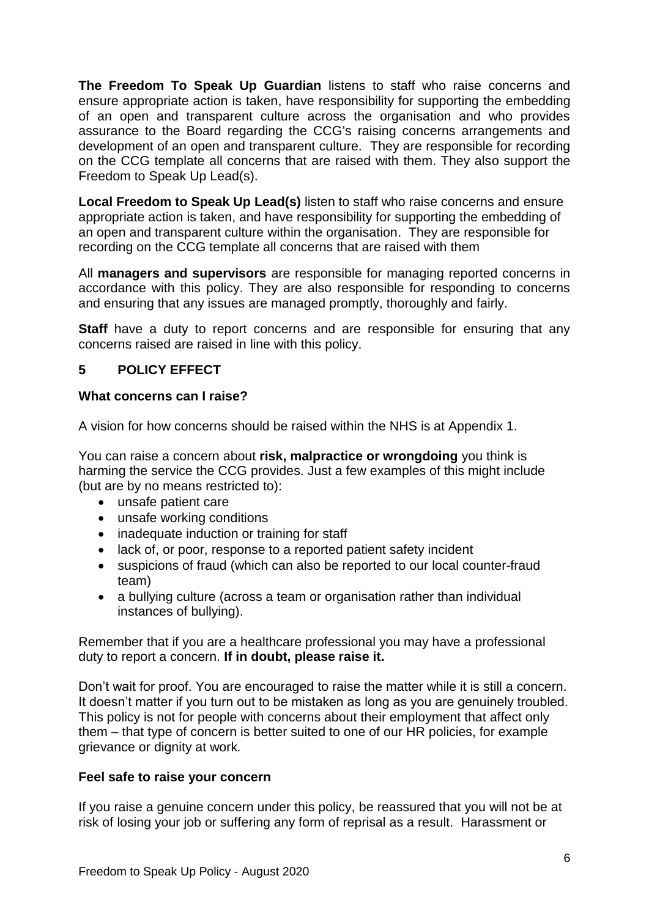**The Freedom To Speak Up Guardian** listens to staff who raise concerns and ensure appropriate action is taken, have responsibility for supporting the embedding of an open and transparent culture across the organisation and who provides assurance to the Board regarding the CCG's raising concerns arrangements and development of an open and transparent culture. They are responsible for recording on the CCG template all concerns that are raised with them. They also support the Freedom to Speak Up Lead(s).

**Local Freedom to Speak Up Lead(s)** listen to staff who raise concerns and ensure appropriate action is taken, and have responsibility for supporting the embedding of an open and transparent culture within the organisation. They are responsible for recording on the CCG template all concerns that are raised with them

All **managers and supervisors** are responsible for managing reported concerns in accordance with this policy. They are also responsible for responding to concerns and ensuring that any issues are managed promptly, thoroughly and fairly.

**Staff** have a duty to report concerns and are responsible for ensuring that any concerns raised are raised in line with this policy.

## 5 POLICY EFFECT

### What concerns can I raise?

A vision for how concerns should be raised within the NHS is at Appendix 1.

You can raise a concern about **risk, malpractice or wrongdoing** you think is harming the service the CCG provides. Just a few examples of this might include (but are by no means restricted to):

- unsafe patient care
- unsafe working conditions
- inadequate induction or training for staff
- lack of, or poor, response to a reported patient safety incident
- suspicions of fraud (which can also be reported to our local counter-fraud team)
- a bullying culture (across a team or organisation rather than individual instances of bullying).

Remember that if you are a healthcare professional you may have a professional duty to report a concern. **If in doubt, please raise it.**

Don't wait for proof. You are encouraged to raise the matter while it is still a concern. It doesn't matter if you turn out to be mistaken as long as you are genuinely troubled. This policy is not for people with concerns about their employment that affect only them – that type of concern is better suited to one of our HR policies, for example grievance or dignity at work.

### Feel safe to raise your concern

If you raise a genuine concern under this policy, be reassured that you will not be at risk of losing your job or suffering any form of reprisal as a result. Harassment or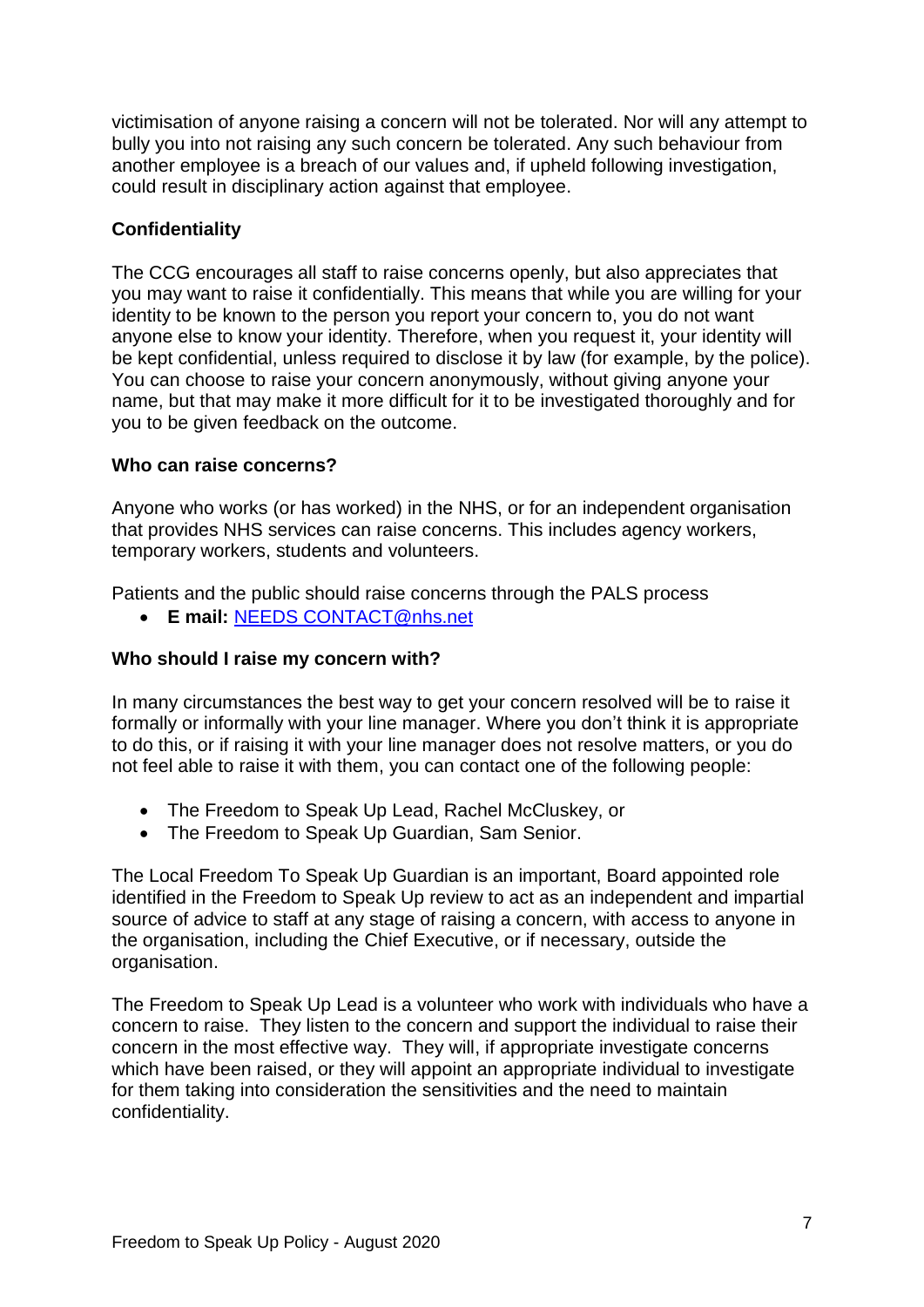victimisation of anyone raising a concern will not be tolerated. Nor will any attempt to bully you into not raising any such concern be tolerated. Any such behaviour from another employee is a breach of our values and, if upheld following investigation, could result in disciplinary action against that employee.

**Confidentiality**

The CCG encourages all staff to raise concerns openly, but also appreciates that you may want to raise it confidentially. This means that while you are willing for your identity to be known to the person you report your concern to, you do not want anyone else to know your identity. Therefore, when you request it, your identity will be kept confidential, unless required to disclose it by law (for example, by the police). You can choose to raise your concern anonymously, without giving anyone your name, but that may make it more difficult for it to be investigated thoroughly and for you to be given feedback on the outcome.

**Who can raise concerns?**

Anyone who works (or has worked) in the NHS, or for an independent organisation that provides NHS services can raise concerns. This includes agency workers, temporary workers, students and volunteers.

Patients and the public should raise concerns through the PALS process

- **E mail:** NEEDS CONTACT@nhs.net

**Who should I raise my concern with?**

In many circumstances the best way to get your concern resolved will be to raise it formally or informally with your line manager. Where you don't think it is appropriate to do this, or if raising it with your line manager does not resolve matters, or you do not feel able to raise it with them, you can contact one of the following people:

- The Freedom to Speak Up Lead, Rachel McCluskey, or
- The Freedom to Speak Up Guardian, Sam Senior.

The Local Freedom To Speak Up Guardian is an important, Board appointed role identified in the Freedom to Speak Up review to act as an independent and impartial source of advice to staff at any stage of raising a concern, with access to anyone in the organisation, including the Chief Executive, or if necessary, outside the organisation.

The Freedom to Speak Up Lead is a volunteer who work with individuals who have a concern to raise. They listen to the concern and support the individual to raise their concern in the most effective way. They will, if appropriate investigate concerns which have been raised, or they will appoint an appropriate individual to investigate for them taking into consideration the sensitivities and the need to maintain confidentiality.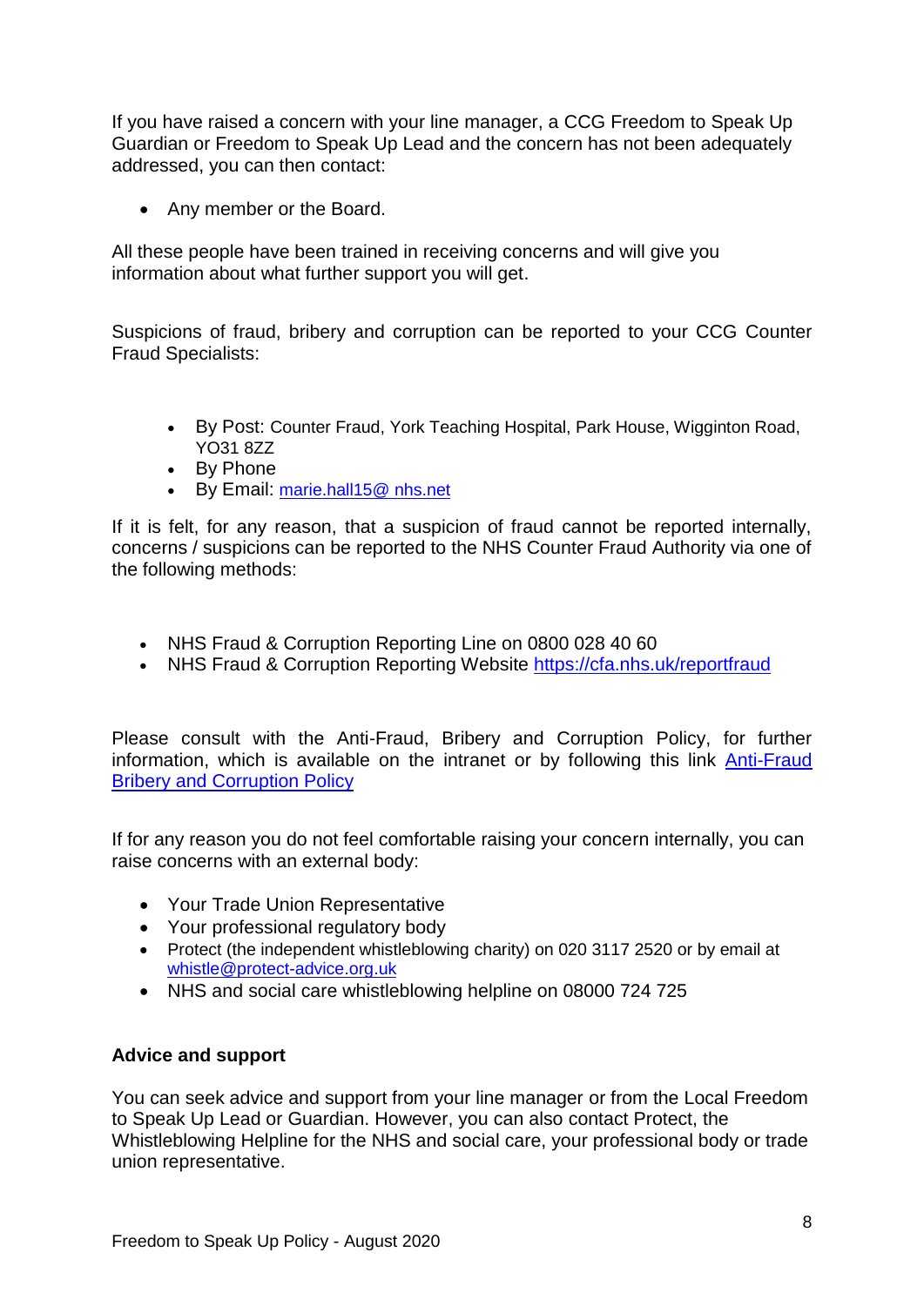If you have raised a concern with your line manager, a CCG Freedom to Speak Up Guardian or Freedom to Speak Up Lead and the concern has not been adequately addressed, you can then contact:

- Any member or the Board.

All these people have been trained in receiving concerns and will give you information about what further support you will get.

Suspicions of fraud, bribery and corruption can be reported to your CCG Counter Fraud Specialists:

- By Post: Counter Fraud, York Teaching Hospital, Park House, Wigginton Road, YO31 8ZZ
- By Phone
- By Email: marie.hall15@ nhs.net

If it is felt, for any reason, that a suspicion of fraud cannot be reported internally, concerns / suspicions can be reported to the NHS Counter Fraud Authority via one of the following methods:

- NHS Fraud & Corruption Reporting Line on 0800 028 40 60
- NHS Fraud & Corruption Reporting Website https://cfa.nhs.uk/reportfraud

Please consult with the Anti-Fraud, Bribery and Corruption Policy, for further information, which is available on the intranet or by following this link Anti-Fraud Bribery and Corruption Policy

If for any reason you do not feel comfortable raising your concern internally, you can raise concerns with an external body:

- Your Trade Union Representative
- Your professional regulatory body
- Protect (the independent whistleblowing charity) on 020 3117 2520 or by email at whistle@protect-advice.org.uk
- NHS and social care whistleblowing helpline on 08000 724 725

**Advice and support**

You can seek advice and support from your line manager or from the Local Freedom to Speak Up Lead or Guardian. However, you can also contact Protect, the Whistleblowing Helpline for the NHS and social care, your professional body or trade union representative.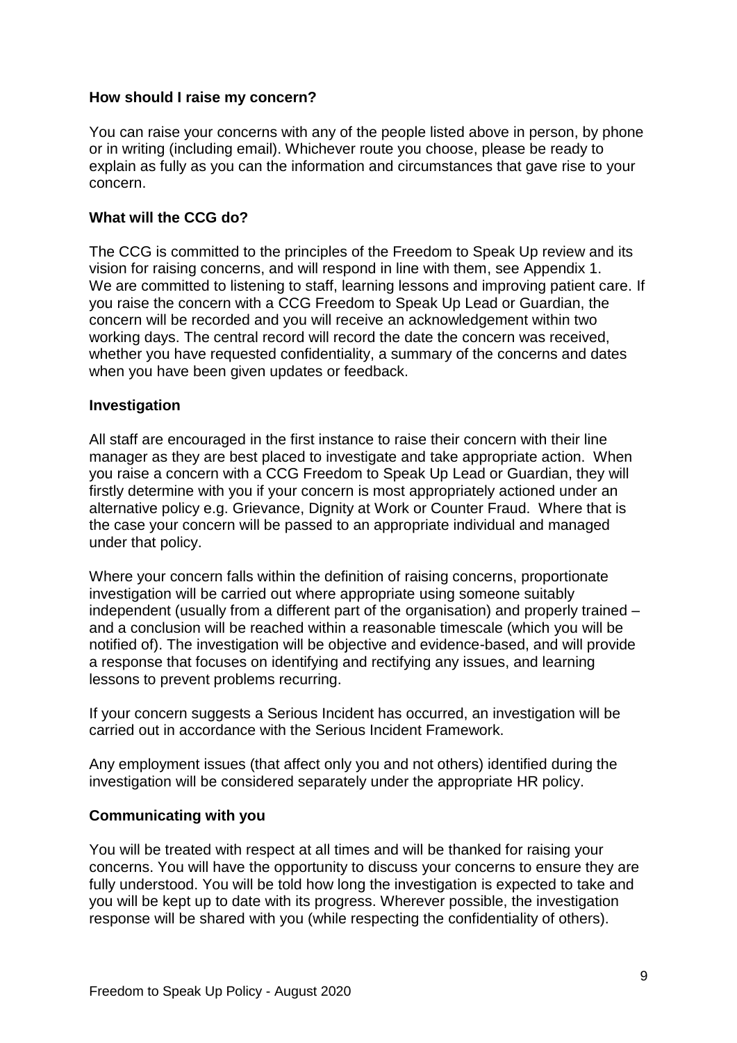**How should I raise my concern?**

You can raise your concerns with any of the people listed above in person, by phone or in writing (including email). Whichever route you choose, please be ready to explain as fully as you can the information and circumstances that gave rise to your concern.

**What will the CCG do?**

The CCG is committed to the principles of the Freedom to Speak Up review and its vision for raising concerns, and will respond in line with them, see Appendix 1. We are committed to listening to staff, learning lessons and improving patient care. If you raise the concern with a CCG Freedom to Speak Up Lead or Guardian, the concern will be recorded and you will receive an acknowledgement within two working days. The central record will record the date the concern was received, whether you have requested confidentiality, a summary of the concerns and dates when you have been given updates or feedback.

**Investigation**

All staff are encouraged in the first instance to raise their concern with their line manager as they are best placed to investigate and take appropriate action. When you raise a concern with a CCG Freedom to Speak Up Lead or Guardian, they will firstly determine with you if your concern is most appropriately actioned under an alternative policy e.g. Grievance, Dignity at Work or Counter Fraud. Where that is the case your concern will be passed to an appropriate individual and managed under that policy.

Where your concern falls within the definition of raising concerns, proportionate investigation will be carried out where appropriate using someone suitably independent (usually from a different part of the organisation) and properly trained – and a conclusion will be reached within a reasonable timescale (which you will be notified of). The investigation will be objective and evidence-based, and will provide a response that focuses on identifying and rectifying any issues, and learning lessons to prevent problems recurring.

If your concern suggests a Serious Incident has occurred, an investigation will be carried out in accordance with the Serious Incident Framework.

Any employment issues (that affect only you and not others) identified during the investigation will be considered separately under the appropriate HR policy.

**Communicating with you**

You will be treated with respect at all times and will be thanked for raising your concerns. You will have the opportunity to discuss your concerns to ensure they are fully understood. You will be told how long the investigation is expected to take and you will be kept up to date with its progress. Wherever possible, the investigation response will be shared with you (while respecting the confidentiality of others).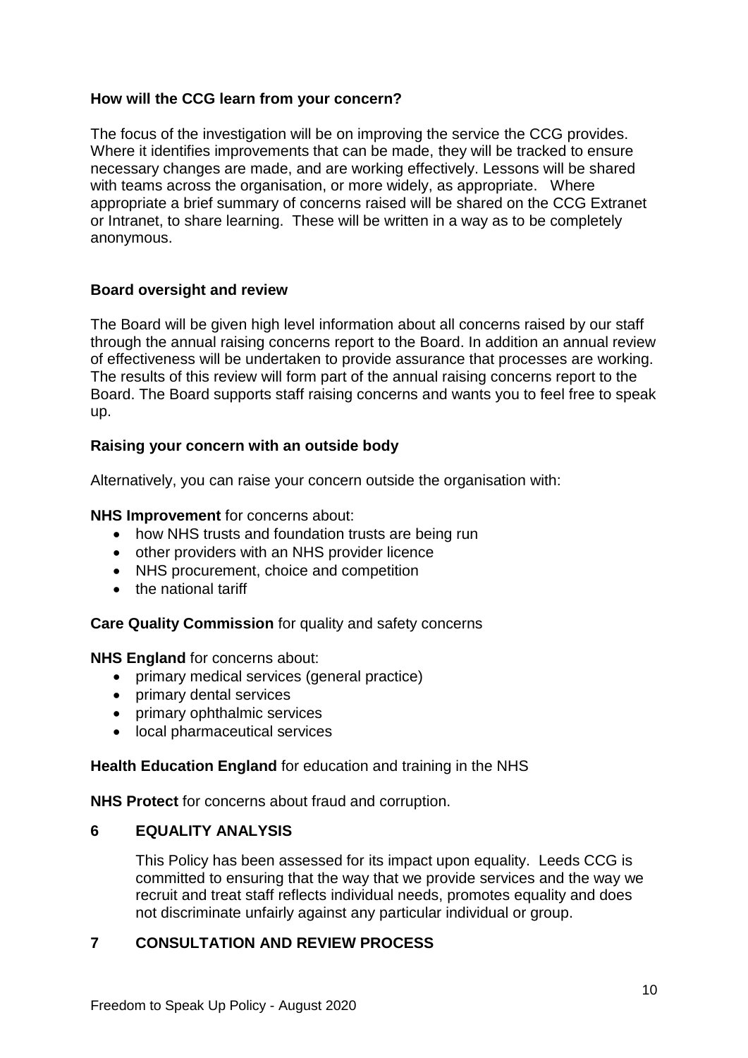**How will the CCG learn from your concern?**

The focus of the investigation will be on improving the service the CCG provides. Where it identifies improvements that can be made, they will be tracked to ensure necessary changes are made, and are working effectively. Lessons will be shared with teams across the organisation, or more widely, as appropriate. Where appropriate a brief summary of concerns raised will be shared on the CCG Extranet or Intranet, to share learning. These will be written in a way as to be completely anonymous.

**Board oversight and review**

The Board will be given high level information about all concerns raised by our staff through the annual raising concerns report to the Board. In addition an annual review of effectiveness will be undertaken to provide assurance that processes are working. The results of this review will form part of the annual raising concerns report to the Board. The Board supports staff raising concerns and wants you to feel free to speak up.

**Raising your concern with an outside body**

Alternatively, you can raise your concern outside the organisation with:

**NHS Improvement** for concerns about:

- how NHS trusts and foundation trusts are being run
- other providers with an NHS provider licence
- NHS procurement, choice and competition
- the national tariff

**Care Quality Commission** for quality and safety concerns

**NHS England** for concerns about:

- primary medical services (general practice)
- primary dental services
- primary ophthalmic services
- local pharmaceutical services

**Health Education England** for education and training in the NHS

**NHS Protect** for concerns about fraud and corruption.

## 6 EQUALITY ANALYSIS

This Policy has been assessed for its impact upon equality. Leeds CCG is committed to ensuring that the way that we provide services and the way we recruit and treat staff reflects individual needs, promotes equality and does not discriminate unfairly against any particular individual or group.

## 7 CONSULTATION AND REVIEW PROCESS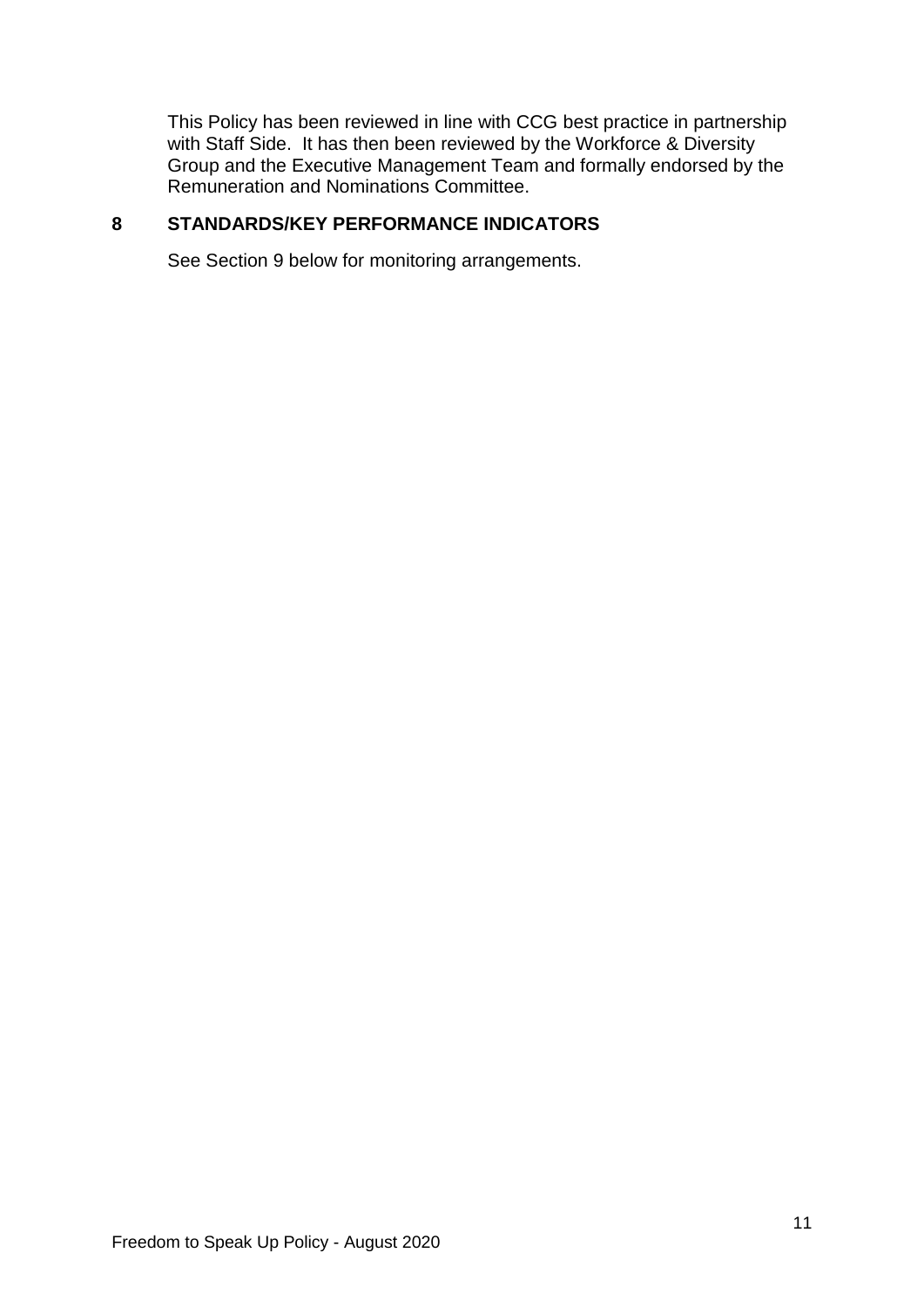This Policy has been reviewed in line with CCG best practice in partnership with Staff Side. It has then been reviewed by the Workforce & Diversity Group and the Executive Management Team and formally endorsed by the Remuneration and Nominations Committee.

## 8 STANDARDS/KEY PERFORMANCE INDICATORS

See Section 9 below for monitoring arrangements.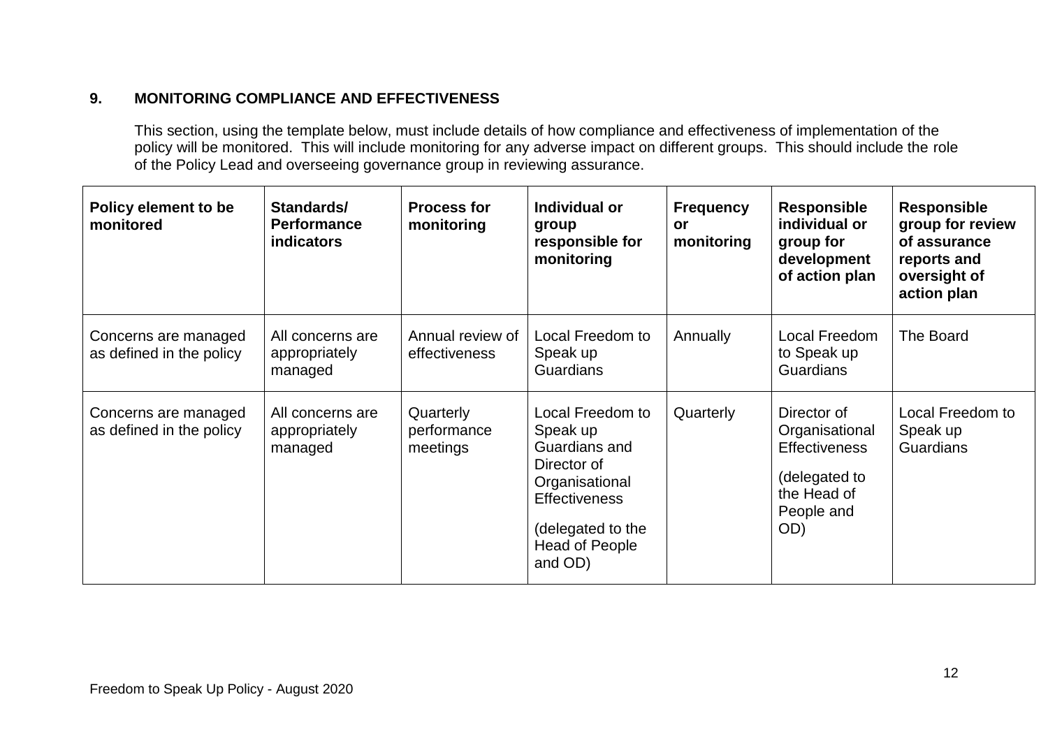## 9. MONITORING COMPLIANCE AND EFFECTIVENESS

This section, using the template below, must include details of how compliance and effectiveness of implementation of the policy will be monitored. This will include monitoring for any adverse impact on different groups. This should include the role of the Policy Lead and overseeing governance group in reviewing assurance.

| Policy element to be monitored | Standards/ Performance indicators | Process for monitoring | Individual or group responsible for monitoring | Frequency or monitoring | Responsible individual or group for development of action plan | Responsible group for review of assurance reports and oversight of action plan |
|---|---|---|---|---|---|---|
| Concerns are managed as defined in the policy | All concerns are appropriately managed | Annual review of effectiveness | Local Freedom to Speak up Guardians | Annually | Local Freedom to Speak up Guardians | The Board |
| Concerns are managed as defined in the policy | All concerns are appropriately managed | Quarterly performance meetings | Local Freedom to Speak up Guardians and Director of Organisational Effectiveness (delegated to the Head of People and OD) | Quarterly | Director of Organisational Effectiveness (delegated to the Head of People and OD) | Local Freedom to Speak up Guardians |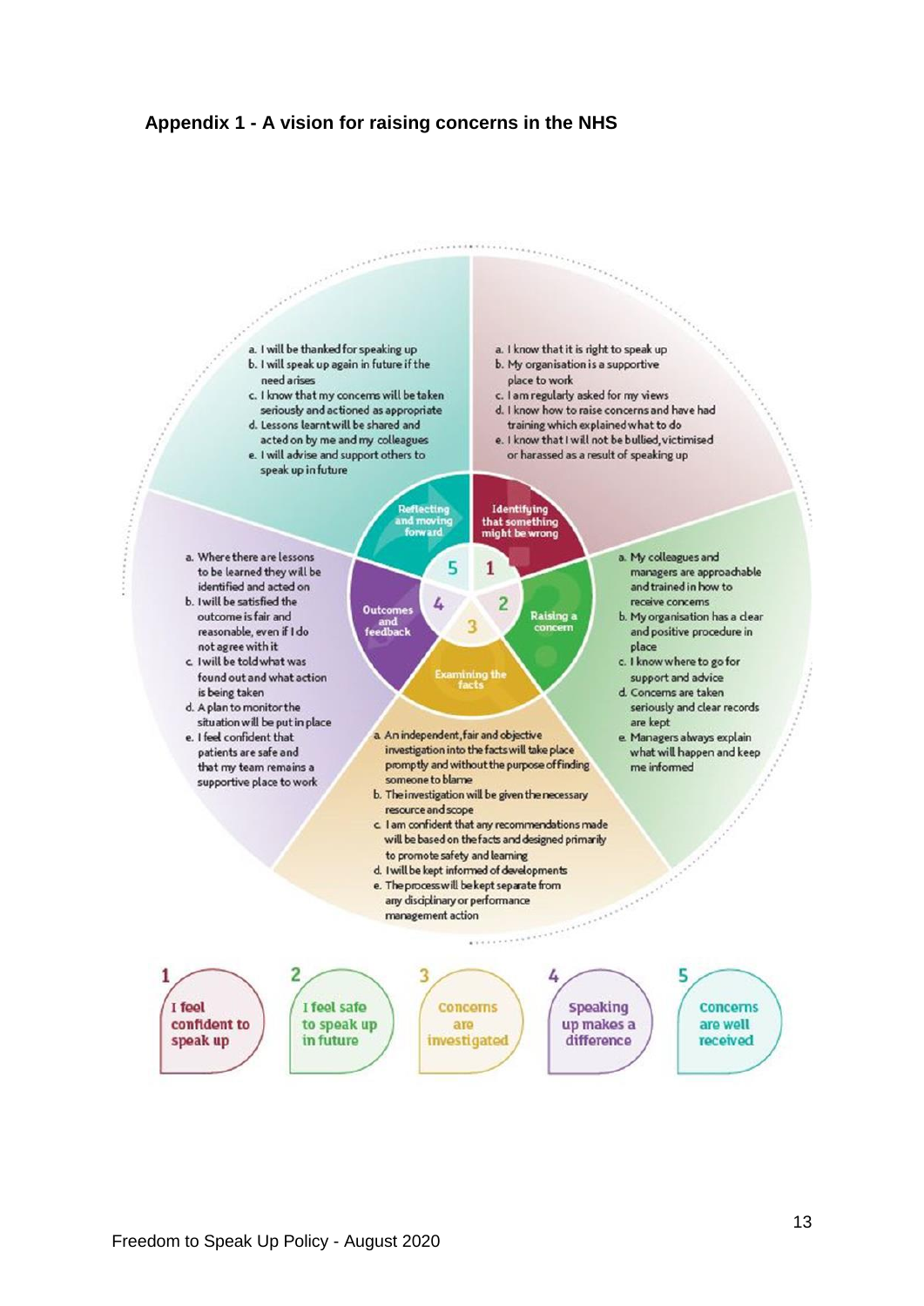## Appendix 1 - A vision for raising concerns in the NHS

### 1. Identifying that something might be wrong

a. I know that it is right to speak up
b. My organisation is a supportive place to work
c. I am regularly asked for my views
d. I know how to raise concerns and have had training which explained what to do
e. I know that I will not be bullied, victimised or harassed as a result of speaking up

### 2. Raising a concern

a. My colleagues and managers are approachable and trained in how to receive concerns
b. My organisation has a clear and positive procedure in place
c. I know where to go for support and advice
d. Concerns are taken seriously and clear records are kept
e. Managers always explain what will happen and keep me informed

### 3. Examining the facts

a. An independent, fair and objective investigation into the facts will take place promptly and without the purpose of finding someone to blame
b. The investigation will be given the necessary resource and scope
c. I am confident that any recommendations made will be based on the facts and designed primarily to promote safety and learning
d. I will be kept informed of developments
e. The process will be kept separate from any disciplinary or performance management action

### 4. Outcomes and feedback

a. Where there are lessons to be learned they will be identified and acted on
b. I will be satisfied the outcome is fair and reasonable, even if I do not agree with it
c. I will be told what was found out and what action is being taken
d. A plan to monitor the situation will be put in place
e. I feel confident that patients are safe and that my team remains a supportive place to work

### 5. Reflecting and moving forward

a. I will be thanked for speaking up
b. I will speak up again in future if the need arises
c. I know that my concerns will be taken seriously and actioned as appropriate
d. Lessons learnt will be shared and acted on by me and my colleagues
e. I will advise and support others to speak up in future

1. I feel confident to speak up
2. I feel safe to speak up in future
3. Concerns are investigated
4. Speaking up makes a difference
5. Concerns are well received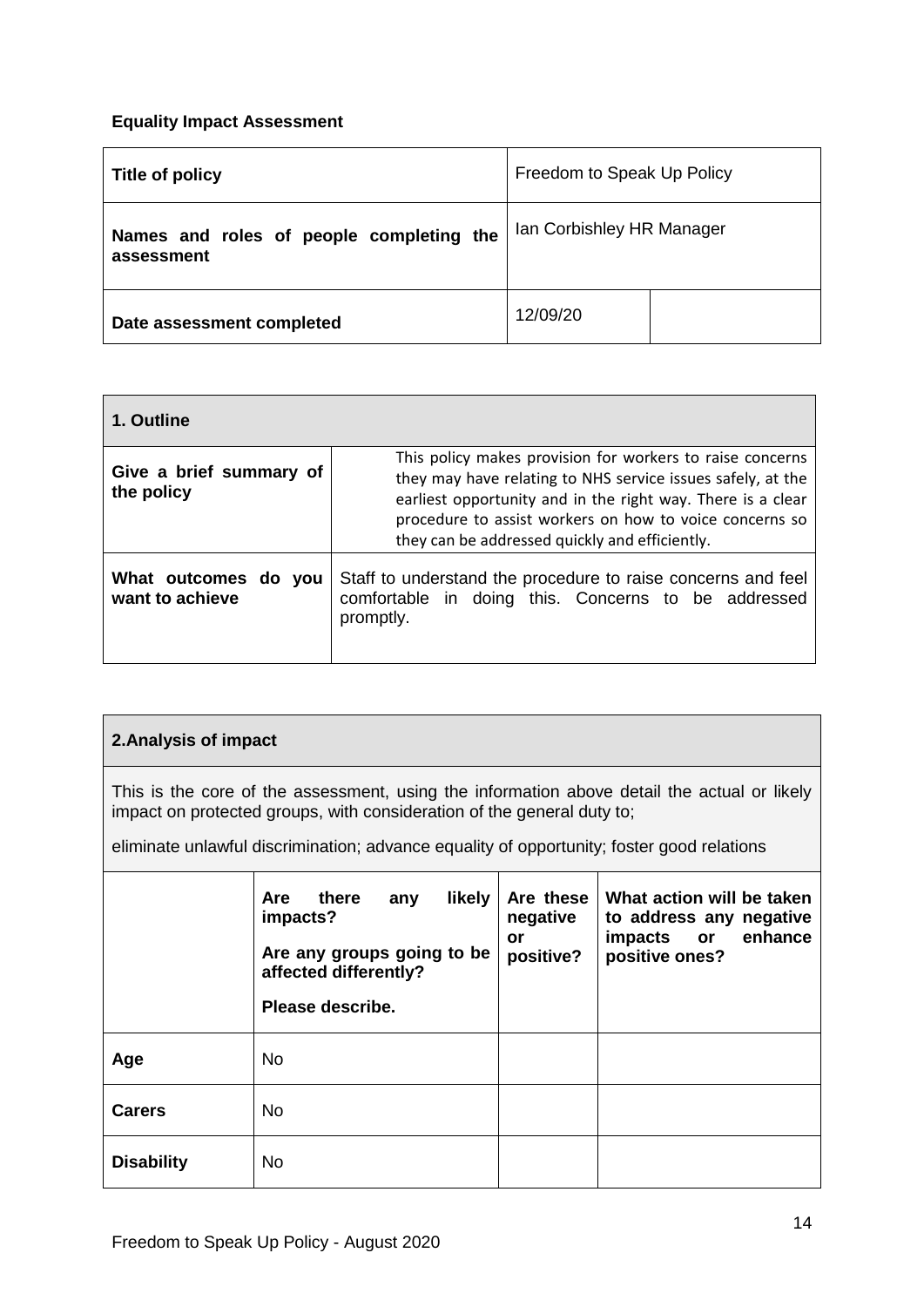**Equality Impact Assessment**

| Title of policy | Freedom to Speak Up Policy | |
|---|---|---|
| Names and roles of people completing the assessment | Ian Corbishley HR Manager | |
| Date assessment completed | 12/09/20 | |

| 1. Outline | |
|---|---|
| Give a brief summary of the policy | This policy makes provision for workers to raise concerns they may have relating to NHS service issues safely, at the earliest opportunity and in the right way. There is a clear procedure to assist workers on how to voice concerns so they can be addressed quickly and efficiently. |
| What outcomes do you want to achieve | Staff to understand the procedure to raise concerns and feel comfortable in doing this. Concerns to be addressed promptly. |

**2. Analysis of impact**

This is the core of the assessment, using the information above detail the actual or likely impact on protected groups, with consideration of the general duty to;

eliminate unlawful discrimination; advance equality of opportunity; foster good relations

| | Are there any likely impacts?<br><br>Are any groups going to be affected differently?<br><br>Please describe. | Are these negative or positive? | What action will be taken to address any negative impacts or enhance positive ones? |
|---|---|---|---|
| **Age** | No | | |
| **Carers** | No | | |
| **Disability** | No | | |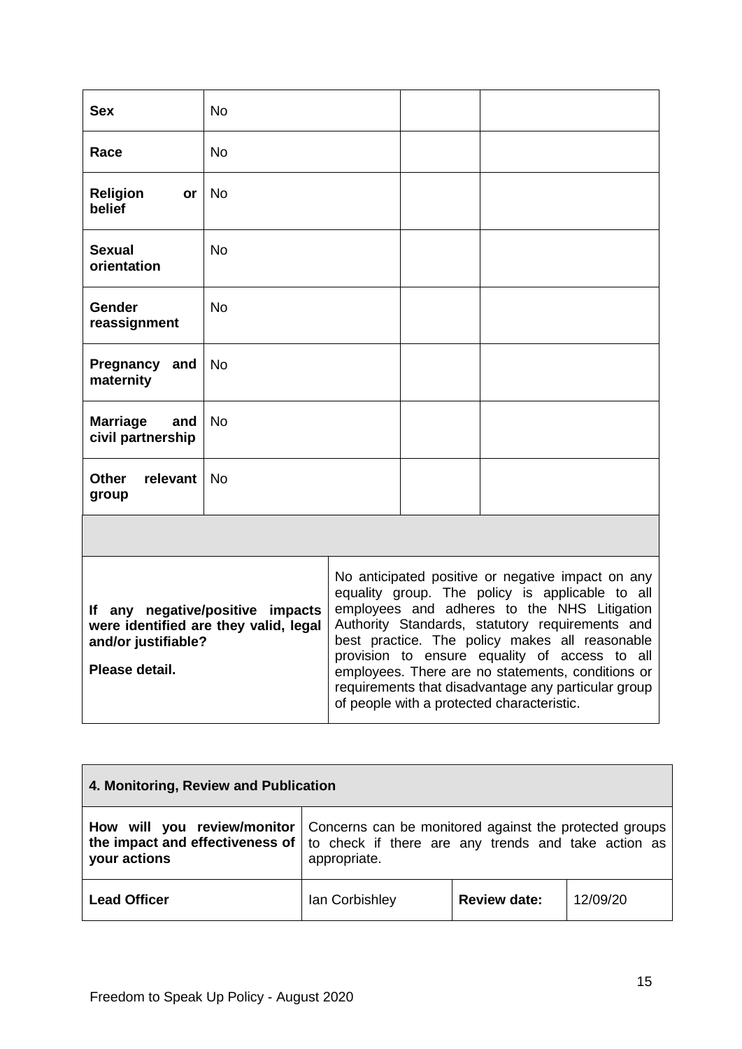| | | | |
|---|---|---|---|
| **Sex** | No | | |
| **Race** | No | | |
| **Religion or belief** | No | | |
| **Sexual orientation** | No | | |
| **Gender reassignment** | No | | |
| **Pregnancy and maternity** | No | | |
| **Marriage and civil partnership** | No | | |
| **Other relevant group** | No | | |
| | | | |

| | |
|---|---|
| **If any negative/positive impacts were identified are they valid, legal and/or justifiable?**<br><br>**Please detail.** | No anticipated positive or negative impact on any equality group. The policy is applicable to all employees and adheres to the NHS Litigation Authority Standards, statutory requirements and best practice. The policy makes all reasonable provision to ensure equality of access to all employees. There are no statements, conditions or requirements that disadvantage any particular group of people with a protected characteristic. |

| **4. Monitoring, Review and Publication** | | | |
|---|---|---|---|
| **How will you review/monitor the impact and effectiveness of your actions** | Concerns can be monitored against the protected groups to check if there are any trends and take action as appropriate. | | |
| **Lead Officer** | Ian Corbishley | **Review date:** | 12/09/20 |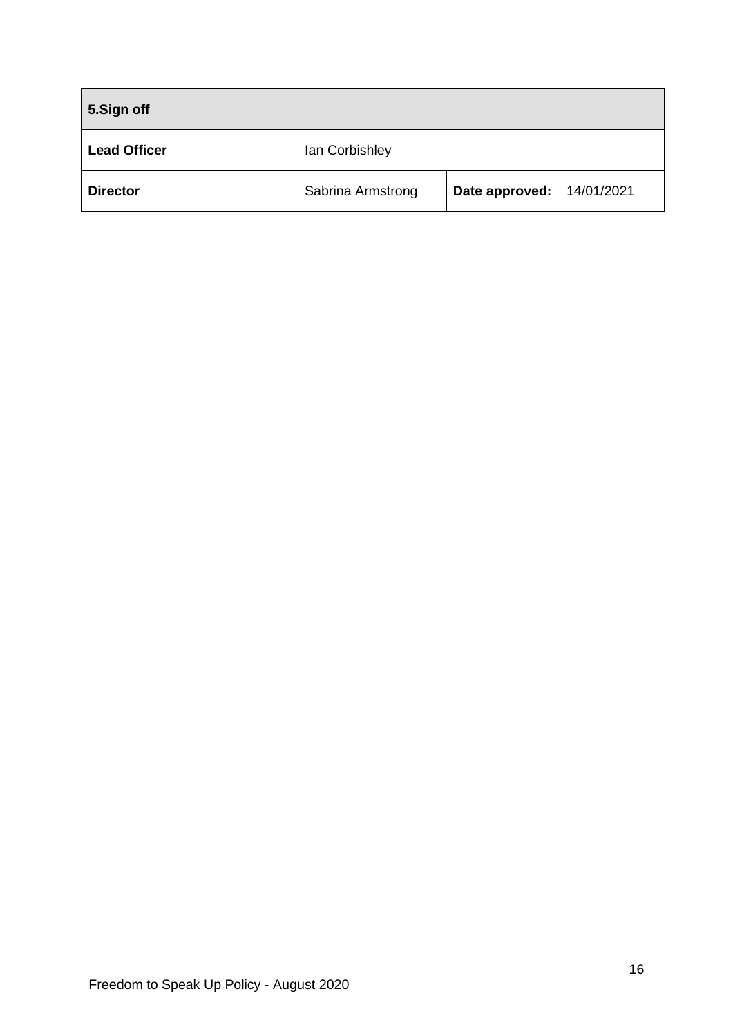| 5.Sign off | | | |
| --- | --- | --- | --- |
| **Lead Officer** | Ian Corbishley | | |
| **Director** | Sabrina Armstrong | **Date approved:** | 14/01/2021 |